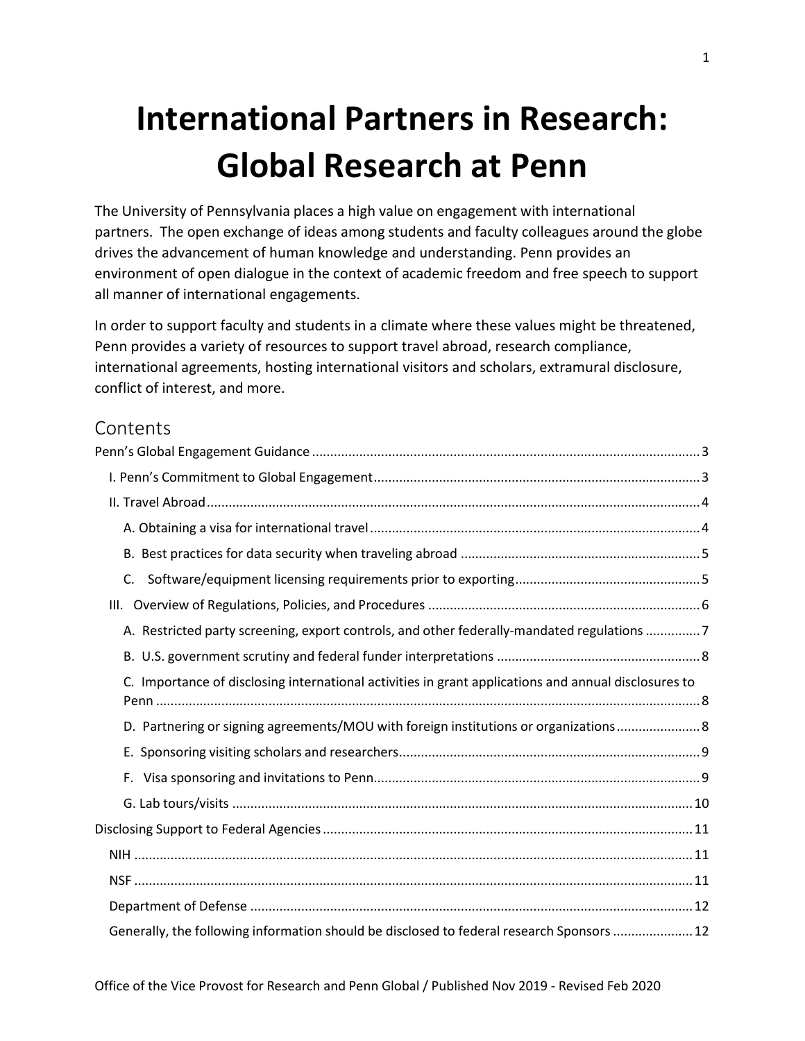# International Partners in Research: Global Research at Penn

The University of Pennsylvania places a high value on engagement with international partners. The open exchange of ideas among students and faculty colleagues around the globe drives the advancement of human knowledge and understanding. Penn provides an environment of open dialogue in the context of academic freedom and free speech to support all manner of international engagements.

In order to support faculty and students in a climate where these values might be threatened, Penn provides a variety of resources to support travel abroad, research compliance, international agreements, hosting international visitors and scholars, extramural disclosure, conflict of interest, and more.

## Contents

- Penn's Global Engagement Guidance ..... 3
  - I. Penn's Commitment to Global Engagement ..... 3
  - II. Travel Abroad ..... 4
    - A. Obtaining a visa for international travel ..... 4
    - B. Best practices for data security when traveling abroad ..... 5
    - C. Software/equipment licensing requirements prior to exporting ..... 5
  - III. Overview of Regulations, Policies, and Procedures ..... 6
    - A. Restricted party screening, export controls, and other federally-mandated regulations ..... 7
    - B. U.S. government scrutiny and federal funder interpretations ..... 8
    - C. Importance of disclosing international activities in grant applications and annual disclosures to Penn ..... 8
    - D. Partnering or signing agreements/MOU with foreign institutions or organizations ..... 8
    - E. Sponsoring visiting scholars and researchers ..... 9
    - F. Visa sponsoring and invitations to Penn ..... 9
    - G. Lab tours/visits ..... 10
- Disclosing Support to Federal Agencies ..... 11
  - NIH ..... 11
  - NSF ..... 11
  - Department of Defense ..... 12
  - Generally, the following information should be disclosed to federal research Sponsors ..... 12

Office of the Vice Provost for Research and Penn Global / Published Nov 2019 - Revised Feb 2020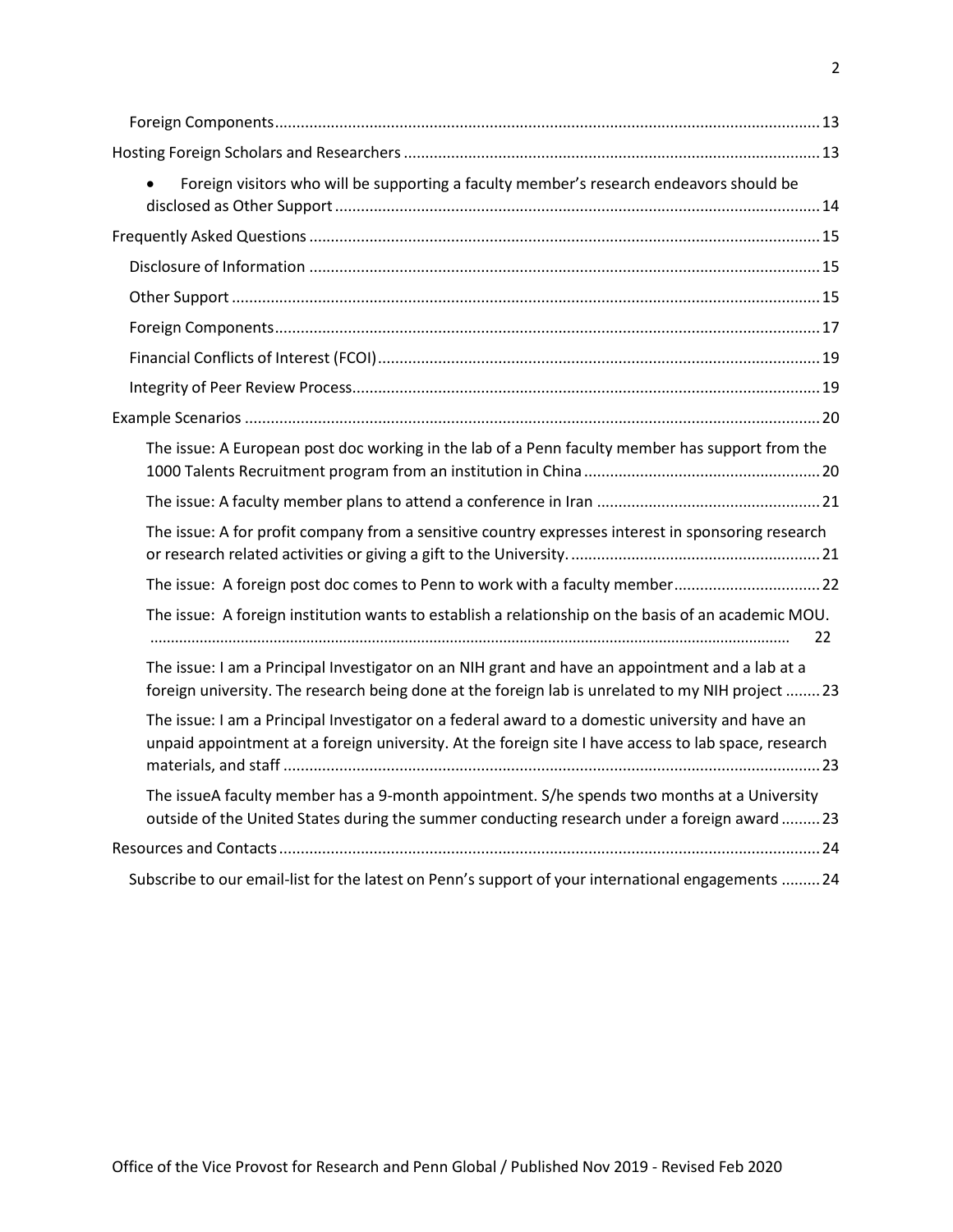Foreign Components .......... 13

Hosting Foreign Scholars and Researchers .......... 13

- Foreign visitors who will be supporting a faculty member's research endeavors should be disclosed as Other Support .......... 14

Frequently Asked Questions .......... 15

Disclosure of Information .......... 15

Other Support .......... 15

Foreign Components .......... 17

Financial Conflicts of Interest (FCOI) .......... 19

Integrity of Peer Review Process .......... 19

Example Scenarios .......... 20

The issue: A European post doc working in the lab of a Penn faculty member has support from the 1000 Talents Recruitment program from an institution in China .......... 20

The issue: A faculty member plans to attend a conference in Iran .......... 21

The issue: A for profit company from a sensitive country expresses interest in sponsoring research or research related activities or giving a gift to the University. .......... 21

The issue: A foreign post doc comes to Penn to work with a faculty member .......... 22

The issue: A foreign institution wants to establish a relationship on the basis of an academic MOU. .......... 22

The issue: I am a Principal Investigator on an NIH grant and have an appointment and a lab at a foreign university. The research being done at the foreign lab is unrelated to my NIH project .......... 23

The issue: I am a Principal Investigator on a federal award to a domestic university and have an unpaid appointment at a foreign university. At the foreign site I have access to lab space, research materials, and staff .......... 23

The issueA faculty member has a 9-month appointment. S/he spends two months at a University outside of the United States during the summer conducting research under a foreign award .......... 23

Resources and Contacts .......... 24

Subscribe to our email-list for the latest on Penn's support of your international engagements .......... 24

Office of the Vice Provost for Research and Penn Global / Published Nov 2019 - Revised Feb 2020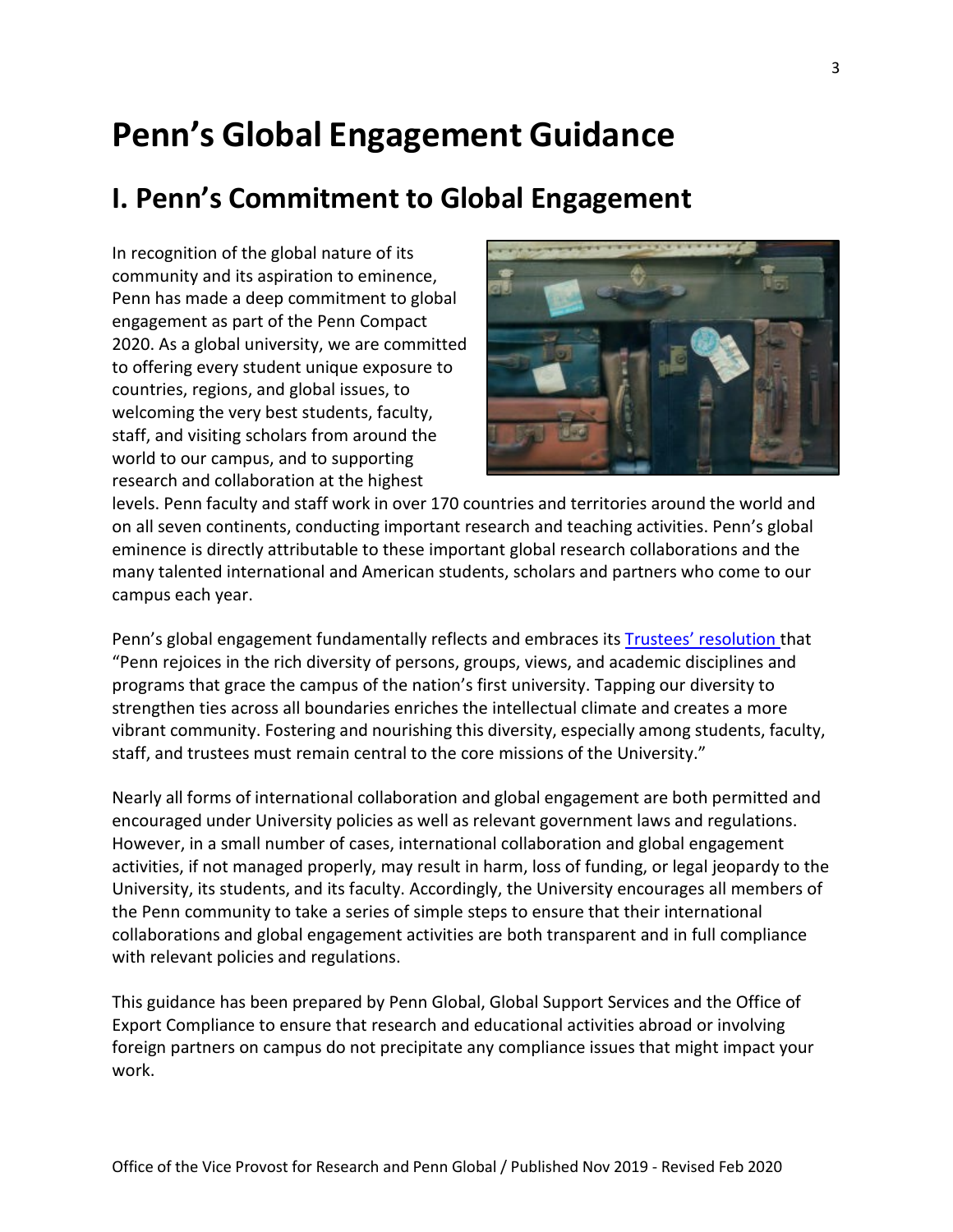# Penn's Global Engagement Guidance

## I. Penn's Commitment to Global Engagement

In recognition of the global nature of its community and its aspiration to eminence, Penn has made a deep commitment to global engagement as part of the Penn Compact 2020. As a global university, we are committed to offering every student unique exposure to countries, regions, and global issues, to welcoming the very best students, faculty, staff, and visiting scholars from around the world to our campus, and to supporting research and collaboration at the highest levels. Penn faculty and staff work in over 170 countries and territories around the world and on all seven continents, conducting important research and teaching activities. Penn's global eminence is directly attributable to these important global research collaborations and the many talented international and American students, scholars and partners who come to our campus each year.

Penn's global engagement fundamentally reflects and embraces its Trustees' resolution that "Penn rejoices in the rich diversity of persons, groups, views, and academic disciplines and programs that grace the campus of the nation's first university. Tapping our diversity to strengthen ties across all boundaries enriches the intellectual climate and creates a more vibrant community. Fostering and nourishing this diversity, especially among students, faculty, staff, and trustees must remain central to the core missions of the University."

Nearly all forms of international collaboration and global engagement are both permitted and encouraged under University policies as well as relevant government laws and regulations. However, in a small number of cases, international collaboration and global engagement activities, if not managed properly, may result in harm, loss of funding, or legal jeopardy to the University, its students, and its faculty. Accordingly, the University encourages all members of the Penn community to take a series of simple steps to ensure that their international collaborations and global engagement activities are both transparent and in full compliance with relevant policies and regulations.

This guidance has been prepared by Penn Global, Global Support Services and the Office of Export Compliance to ensure that research and educational activities abroad or involving foreign partners on campus do not precipitate any compliance issues that might impact your work.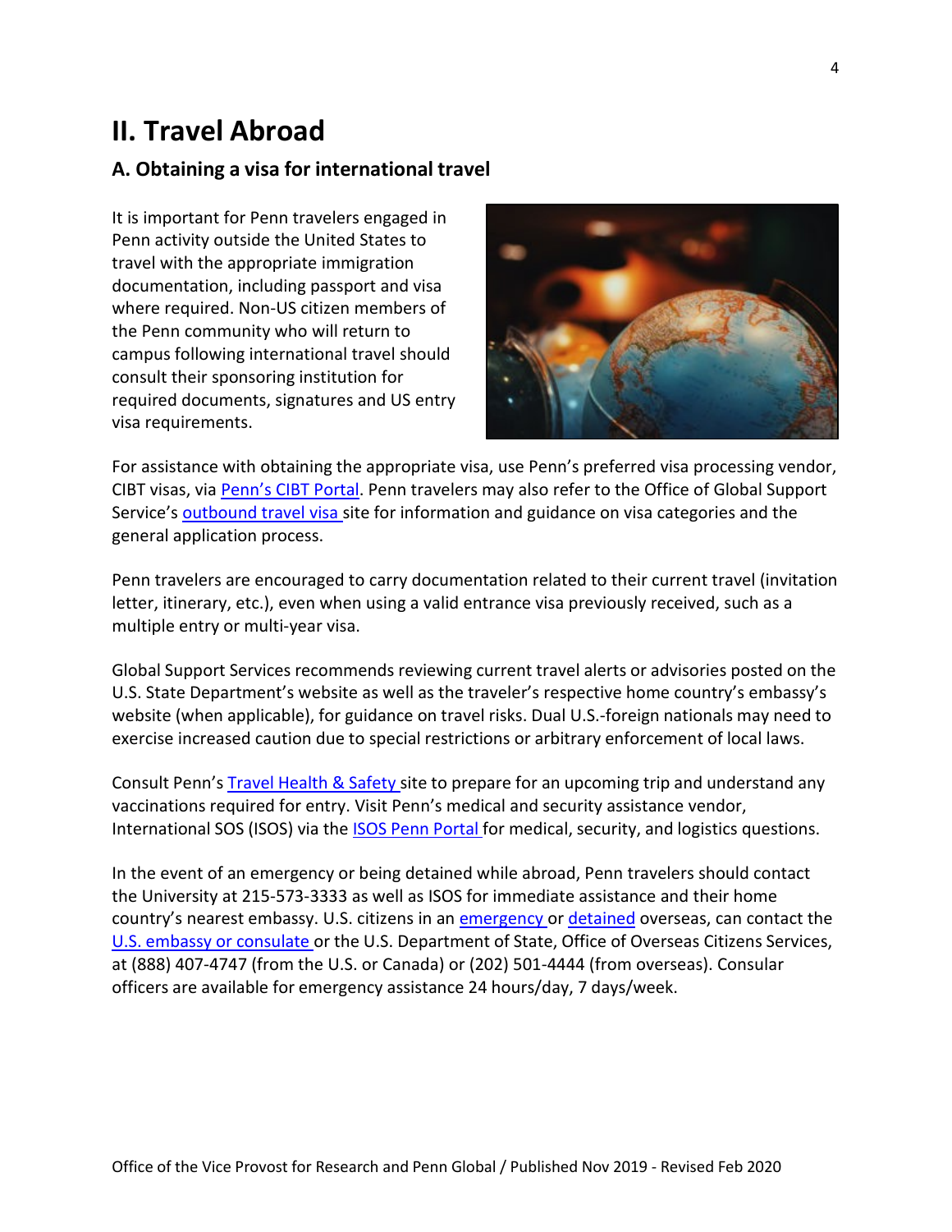# II. Travel Abroad

## A. Obtaining a visa for international travel

It is important for Penn travelers engaged in Penn activity outside the United States to travel with the appropriate immigration documentation, including passport and visa where required. Non-US citizen members of the Penn community who will return to campus following international travel should consult their sponsoring institution for required documents, signatures and US entry visa requirements.

For assistance with obtaining the appropriate visa, use Penn's preferred visa processing vendor, CIBT visas, via Penn's CIBT Portal. Penn travelers may also refer to the Office of Global Support Service's outbound travel visa site for information and guidance on visa categories and the general application process.

Penn travelers are encouraged to carry documentation related to their current travel (invitation letter, itinerary, etc.), even when using a valid entrance visa previously received, such as a multiple entry or multi-year visa.

Global Support Services recommends reviewing current travel alerts or advisories posted on the U.S. State Department's website as well as the traveler's respective home country's embassy's website (when applicable), for guidance on travel risks. Dual U.S.-foreign nationals may need to exercise increased caution due to special restrictions or arbitrary enforcement of local laws.

Consult Penn's Travel Health & Safety site to prepare for an upcoming trip and understand any vaccinations required for entry. Visit Penn's medical and security assistance vendor, International SOS (ISOS) via the ISOS Penn Portal for medical, security, and logistics questions.

In the event of an emergency or being detained while abroad, Penn travelers should contact the University at 215-573-3333 as well as ISOS for immediate assistance and their home country's nearest embassy. U.S. citizens in an emergency or detained overseas, can contact the U.S. embassy or consulate or the U.S. Department of State, Office of Overseas Citizens Services, at (888) 407-4747 (from the U.S. or Canada) or (202) 501-4444 (from overseas). Consular officers are available for emergency assistance 24 hours/day, 7 days/week.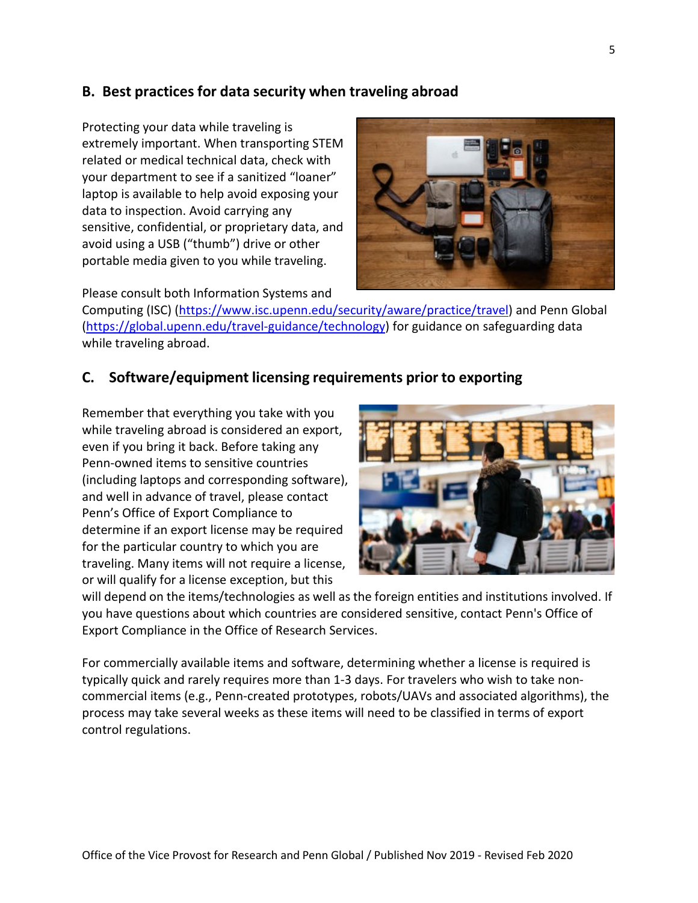## B. Best practices for data security when traveling abroad

Protecting your data while traveling is extremely important. When transporting STEM related or medical technical data, check with your department to see if a sanitized "loaner" laptop is available to help avoid exposing your data to inspection. Avoid carrying any sensitive, confidential, or proprietary data, and avoid using a USB ("thumb") drive or other portable media given to you while traveling.

Please consult both Information Systems and Computing (ISC) (https://www.isc.upenn.edu/security/aware/practice/travel) and Penn Global (https://global.upenn.edu/travel-guidance/technology) for guidance on safeguarding data while traveling abroad.

## C. Software/equipment licensing requirements prior to exporting

Remember that everything you take with you while traveling abroad is considered an export, even if you bring it back. Before taking any Penn-owned items to sensitive countries (including laptops and corresponding software), and well in advance of travel, please contact Penn's Office of Export Compliance to determine if an export license may be required for the particular country to which you are traveling. Many items will not require a license, or will qualify for a license exception, but this will depend on the items/technologies as well as the foreign entities and institutions involved. If you have questions about which countries are considered sensitive, contact Penn's Office of Export Compliance in the Office of Research Services.

For commercially available items and software, determining whether a license is required is typically quick and rarely requires more than 1-3 days. For travelers who wish to take non-commercial items (e.g., Penn-created prototypes, robots/UAVs and associated algorithms), the process may take several weeks as these items will need to be classified in terms of export control regulations.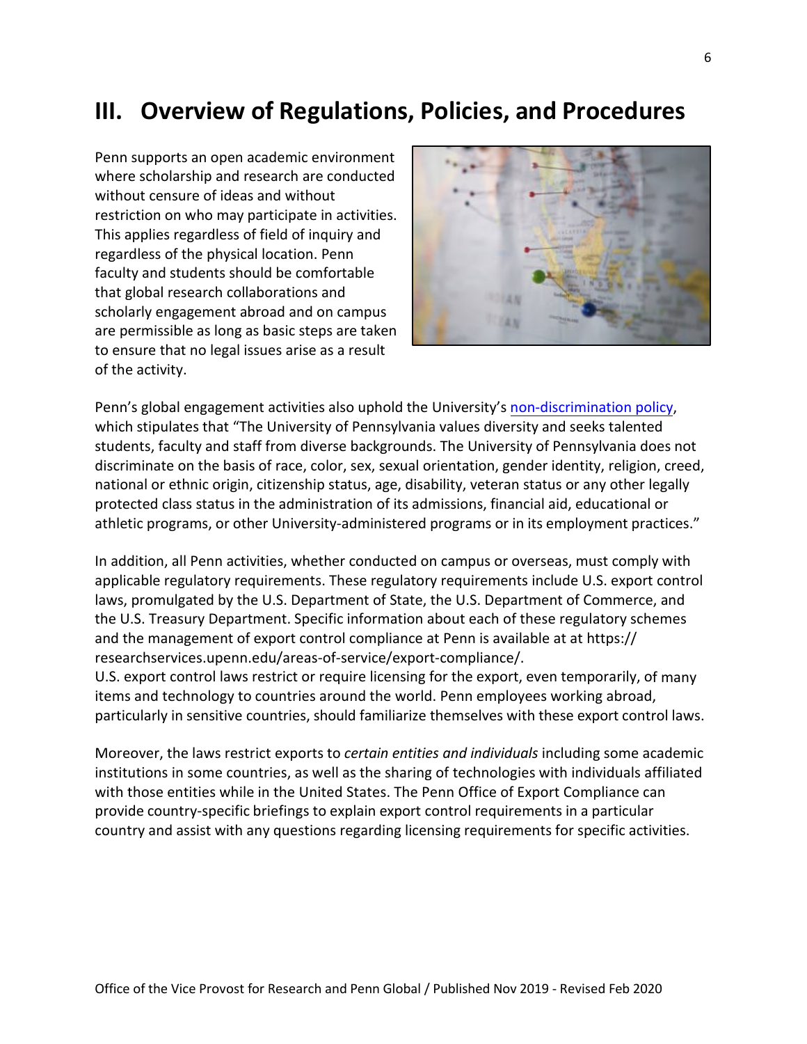# III. Overview of Regulations, Policies, and Procedures

Penn supports an open academic environment where scholarship and research are conducted without censure of ideas and without restriction on who may participate in activities. This applies regardless of field of inquiry and regardless of the physical location. Penn faculty and students should be comfortable that global research collaborations and scholarly engagement abroad and on campus are permissible as long as basic steps are taken to ensure that no legal issues arise as a result of the activity.

Penn's global engagement activities also uphold the University's non-discrimination policy, which stipulates that "The University of Pennsylvania values diversity and seeks talented students, faculty and staff from diverse backgrounds. The University of Pennsylvania does not discriminate on the basis of race, color, sex, sexual orientation, gender identity, religion, creed, national or ethnic origin, citizenship status, age, disability, veteran status or any other legally protected class status in the administration of its admissions, financial aid, educational or athletic programs, or other University-administered programs or in its employment practices."

In addition, all Penn activities, whether conducted on campus or overseas, must comply with applicable regulatory requirements. These regulatory requirements include U.S. export control laws, promulgated by the U.S. Department of State, the U.S. Department of Commerce, and the U.S. Treasury Department. Specific information about each of these regulatory schemes and the management of export control compliance at Penn is available at at https://researchservices.upenn.edu/areas-of-service/export-compliance/.
U.S. export control laws restrict or require licensing for the export, even temporarily, of many items and technology to countries around the world. Penn employees working abroad, particularly in sensitive countries, should familiarize themselves with these export control laws.

Moreover, the laws restrict exports to *certain entities and individuals* including some academic institutions in some countries, as well as the sharing of technologies with individuals affiliated with those entities while in the United States. The Penn Office of Export Compliance can provide country-specific briefings to explain export control requirements in a particular country and assist with any questions regarding licensing requirements for specific activities.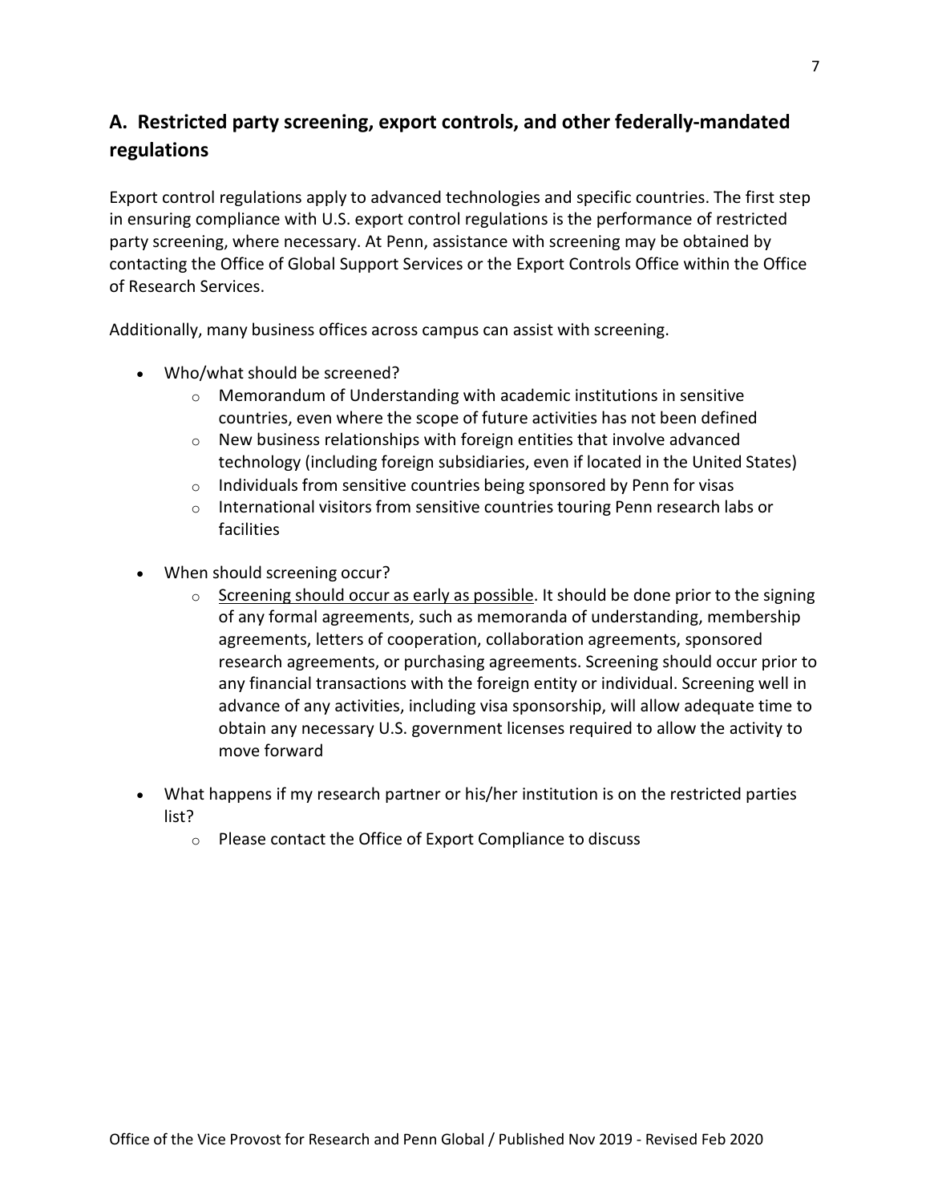## A. Restricted party screening, export controls, and other federally-mandated regulations

Export control regulations apply to advanced technologies and specific countries. The first step in ensuring compliance with U.S. export control regulations is the performance of restricted party screening, where necessary. At Penn, assistance with screening may be obtained by contacting the Office of Global Support Services or the Export Controls Office within the Office of Research Services.

Additionally, many business offices across campus can assist with screening.

- Who/what should be screened?
  - Memorandum of Understanding with academic institutions in sensitive countries, even where the scope of future activities has not been defined
  - New business relationships with foreign entities that involve advanced technology (including foreign subsidiaries, even if located in the United States)
  - Individuals from sensitive countries being sponsored by Penn for visas
  - International visitors from sensitive countries touring Penn research labs or facilities

- When should screening occur?
  - <u>Screening should occur as early as possible</u>. It should be done prior to the signing of any formal agreements, such as memoranda of understanding, membership agreements, letters of cooperation, collaboration agreements, sponsored research agreements, or purchasing agreements. Screening should occur prior to any financial transactions with the foreign entity or individual. Screening well in advance of any activities, including visa sponsorship, will allow adequate time to obtain any necessary U.S. government licenses required to allow the activity to move forward

- What happens if my research partner or his/her institution is on the restricted parties list?
  - Please contact the Office of Export Compliance to discuss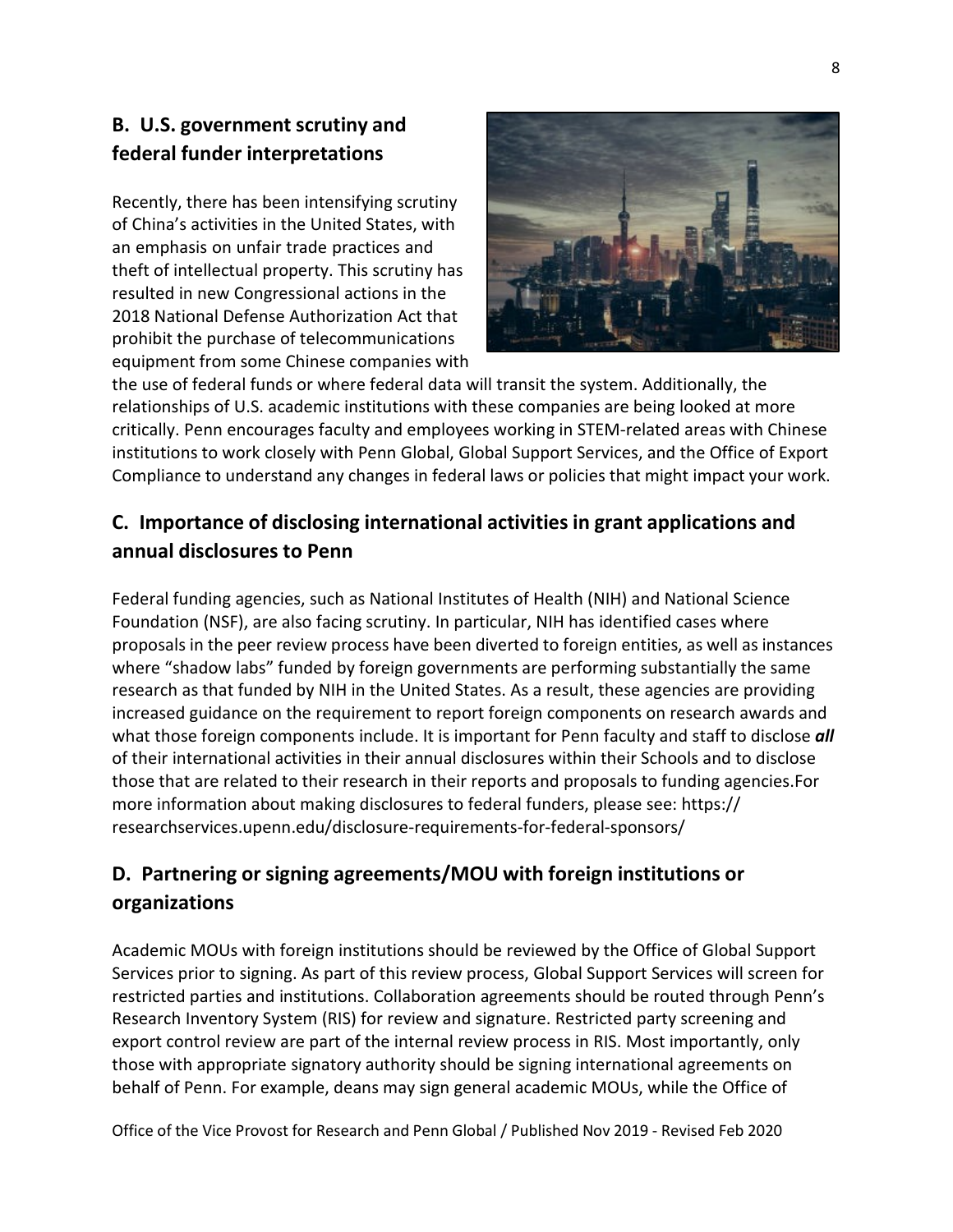## B. U.S. government scrutiny and federal funder interpretations

Recently, there has been intensifying scrutiny of China's activities in the United States, with an emphasis on unfair trade practices and theft of intellectual property. This scrutiny has resulted in new Congressional actions in the 2018 National Defense Authorization Act that prohibit the purchase of telecommunications equipment from some Chinese companies with the use of federal funds or where federal data will transit the system. Additionally, the relationships of U.S. academic institutions with these companies are being looked at more critically. Penn encourages faculty and employees working in STEM-related areas with Chinese institutions to work closely with Penn Global, Global Support Services, and the Office of Export Compliance to understand any changes in federal laws or policies that might impact your work.

## C. Importance of disclosing international activities in grant applications and annual disclosures to Penn

Federal funding agencies, such as National Institutes of Health (NIH) and National Science Foundation (NSF), are also facing scrutiny. In particular, NIH has identified cases where proposals in the peer review process have been diverted to foreign entities, as well as instances where "shadow labs" funded by foreign governments are performing substantially the same research as that funded by NIH in the United States. As a result, these agencies are providing increased guidance on the requirement to report foreign components on research awards and what those foreign components include. It is important for Penn faculty and staff to disclose ***all*** of their international activities in their annual disclosures within their Schools and to disclose those that are related to their research in their reports and proposals to funding agencies.For more information about making disclosures to federal funders, please see: https:// researchservices.upenn.edu/disclosure-requirements-for-federal-sponsors/

## D. Partnering or signing agreements/MOU with foreign institutions or organizations

Academic MOUs with foreign institutions should be reviewed by the Office of Global Support Services prior to signing. As part of this review process, Global Support Services will screen for restricted parties and institutions. Collaboration agreements should be routed through Penn's Research Inventory System (RIS) for review and signature. Restricted party screening and export control review are part of the internal review process in RIS. Most importantly, only those with appropriate signatory authority should be signing international agreements on behalf of Penn. For example, deans may sign general academic MOUs, while the Office of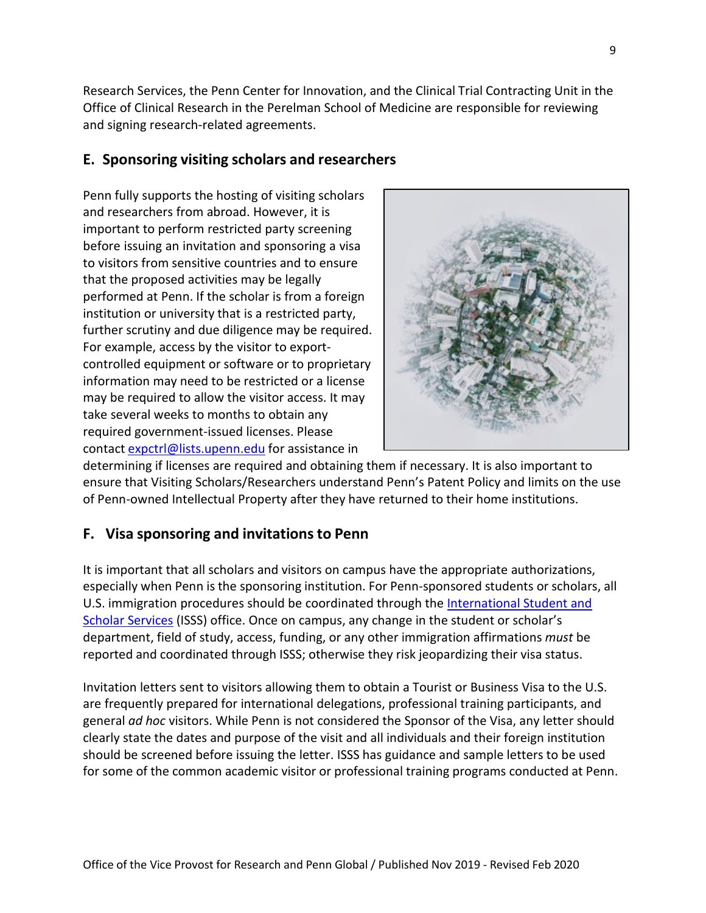Research Services, the Penn Center for Innovation, and the Clinical Trial Contracting Unit in the Office of Clinical Research in the Perelman School of Medicine are responsible for reviewing and signing research-related agreements.

## E. Sponsoring visiting scholars and researchers

Penn fully supports the hosting of visiting scholars and researchers from abroad. However, it is important to perform restricted party screening before issuing an invitation and sponsoring a visa to visitors from sensitive countries and to ensure that the proposed activities may be legally performed at Penn. If the scholar is from a foreign institution or university that is a restricted party, further scrutiny and due diligence may be required. For example, access by the visitor to export-controlled equipment or software or to proprietary information may need to be restricted or a license may be required to allow the visitor access. It may take several weeks to months to obtain any required government-issued licenses. Please contact [expctrl@lists.upenn.edu](mailto:expctrl@lists.upenn.edu) for assistance in determining if licenses are required and obtaining them if necessary. It is also important to ensure that Visiting Scholars/Researchers understand Penn's Patent Policy and limits on the use of Penn-owned Intellectual Property after they have returned to their home institutions.

## F. Visa sponsoring and invitations to Penn

It is important that all scholars and visitors on campus have the appropriate authorizations, especially when Penn is the sponsoring institution. For Penn-sponsored students or scholars, all U.S. immigration procedures should be coordinated through the [International Student and Scholar Services]() (ISSS) office. Once on campus, any change in the student or scholar's department, field of study, access, funding, or any other immigration affirmations *must* be reported and coordinated through ISSS; otherwise they risk jeopardizing their visa status.

Invitation letters sent to visitors allowing them to obtain a Tourist or Business Visa to the U.S. are frequently prepared for international delegations, professional training participants, and general *ad hoc* visitors. While Penn is not considered the Sponsor of the Visa, any letter should clearly state the dates and purpose of the visit and all individuals and their foreign institution should be screened before issuing the letter. ISSS has guidance and sample letters to be used for some of the common academic visitor or professional training programs conducted at Penn.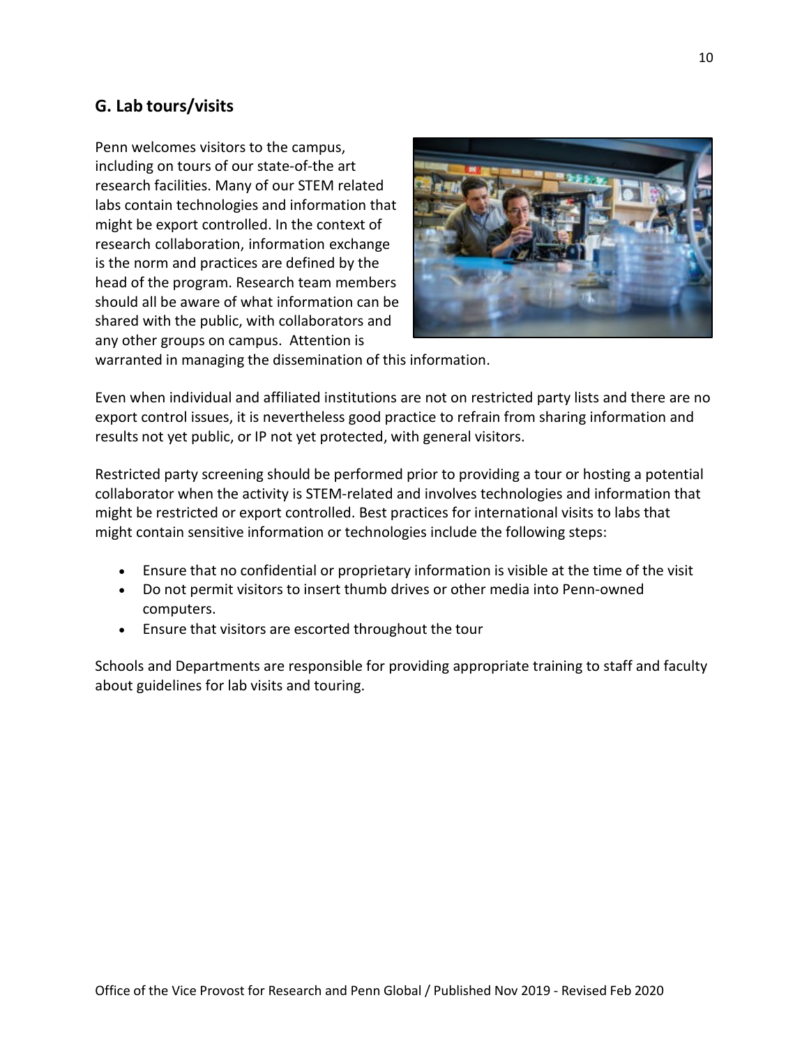## G. Lab tours/visits

Penn welcomes visitors to the campus, including on tours of our state-of-the art research facilities. Many of our STEM related labs contain technologies and information that might be export controlled. In the context of research collaboration, information exchange is the norm and practices are defined by the head of the program. Research team members should all be aware of what information can be shared with the public, with collaborators and any other groups on campus. Attention is warranted in managing the dissemination of this information.

Even when individual and affiliated institutions are not on restricted party lists and there are no export control issues, it is nevertheless good practice to refrain from sharing information and results not yet public, or IP not yet protected, with general visitors.

Restricted party screening should be performed prior to providing a tour or hosting a potential collaborator when the activity is STEM-related and involves technologies and information that might be restricted or export controlled. Best practices for international visits to labs that might contain sensitive information or technologies include the following steps:

- Ensure that no confidential or proprietary information is visible at the time of the visit
- Do not permit visitors to insert thumb drives or other media into Penn-owned computers.
- Ensure that visitors are escorted throughout the tour

Schools and Departments are responsible for providing appropriate training to staff and faculty about guidelines for lab visits and touring.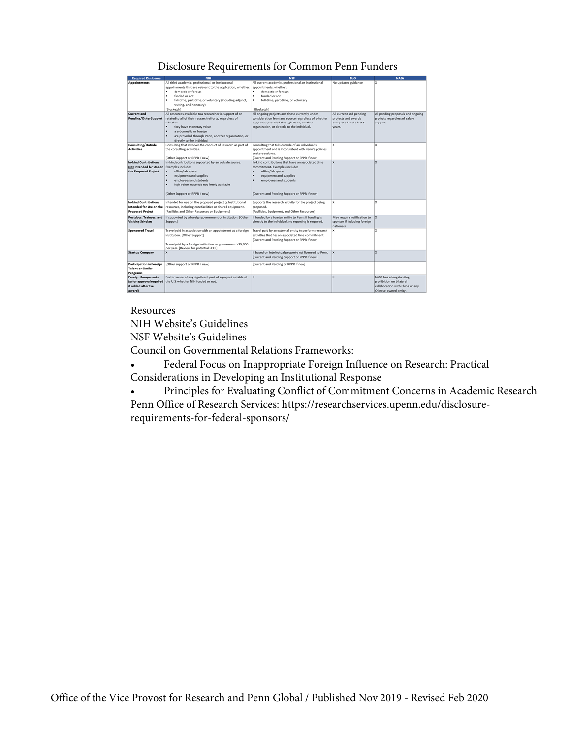# Disclosure Requirements for Common Penn Funders

| Required Disclosure | NIH | NSF | DoD | NASA |
|---|---|---|---|---|
| **Appointments** | All titled academic, professional, or institutional appointments that are relevant to the application, whether:<br>• domestic or foreign<br>• funded or not<br>• full-time, part-time, or voluntary (including adjunct, visiting, and honorary)<br>[Biosketch] | All current academic, professional, or institutional appointments, whether:<br>• domestic or foreign<br>• funded or not<br>• full-time, part-time, or voluntary<br>[Biosketch] | No updated guidance | X |
| **Current and Pending/Other Support** | All resources available to a researcher in support of or related to all of their research efforts, regardless of whether:<br>• they have monetary value<br>• are domestic or foreign<br>• are provided through Penn, another organization, or directly to the individual | All ongoing projects and those currently under consideration from any source regardless of whether support is provided through Penn, another organization, or directly to the individual. | All current and pending projects and awards completed in the last 5 years. | All pending proposals and ongoing projects regardless of salary support. |
| **Consulting/Outside Activities** | Consulting that involves the conduct of research as part of the consulting activities.<br>[Other Support or RPPR if new] | Consulting that falls outside of an individual's appointment and is inconsistent with Penn's policies and procedures.<br>[Current and Pending Support or RPPR if new] | X | X |
| **In-kind Contributions Not Intended for Use on the Proposed Project** | In-kind contributions supported by an outside source. Examples include:<br>• office/lab space<br>• equipment and supplies<br>• employees and students<br>• high value materials not freely available<br>[Other Support or RPPR if new] | In-kind contributions that have an associated time commitment. Examples include:<br>• office/lab space<br>• equipment and supplies<br>• employees and students<br>[Current and Pending Support or RPPR if new] | X | X |
| **In-kind Contributions Intended for Use on the Proposed Project** | Intended for use on the proposed project or institutional resources, including core facilities or shared equipment.<br>[Facilities and Other Resources or Equipment] | Supports the research activity for the project being proposed.<br>[Facilities, Equipment, and Other Resources] | X | X |
| **Postdocs, Trainees, and Visiting Scholars** | If supported by a foreign government or institution. [Other Support] | If funded by a foreign entity to Penn; if funding is directly to the individual, no reporting is required. | May require notification to sponsor if including foreign nationals | X |
| **Sponsored Travel** | Travel paid in association with an appointment at a foreign institution. [Other Support]<br>Travel paid by a foreign institution or government >$5,000 per year. [Review for potential FCOI] | Travel paid by an external entity to perform research activities that has an associated time commitment<br>[Current and Pending Support or RPPR if new] | X | X |
| **Startup Company** | X | If based on intellectual property not licensed to Penn.<br>[Current and Pending Support or RPPR if new] | X | X |
| **Participation in Foreign Talent or Similar Programs** | [Other Support or RPPR if new] | [Current and Pending or RPPR if new] | | |
| **Foreign Components (prior approval required if added after the award)** | Performance of any significant part of a project outside of the U.S. whether NIH funded or not. | X | X | NASA has a longstanding prohibition on bilateral collaboration with China or any Chinese-owned entity. |

Resources

NIH Website's Guidelines

NSF Website's Guidelines

Council on Governmental Relations Frameworks:

- Federal Focus on Inappropriate Foreign Influence on Research: Practical Considerations in Developing an Institutional Response
- Principles for Evaluating Conflict of Commitment Concerns in Academic Research

Penn Office of Research Services: https://researchservices.upenn.edu/disclosure-requirements-for-federal-sponsors/

Office of the Vice Provost for Research and Penn Global / Published Nov 2019 - Revised Feb 2020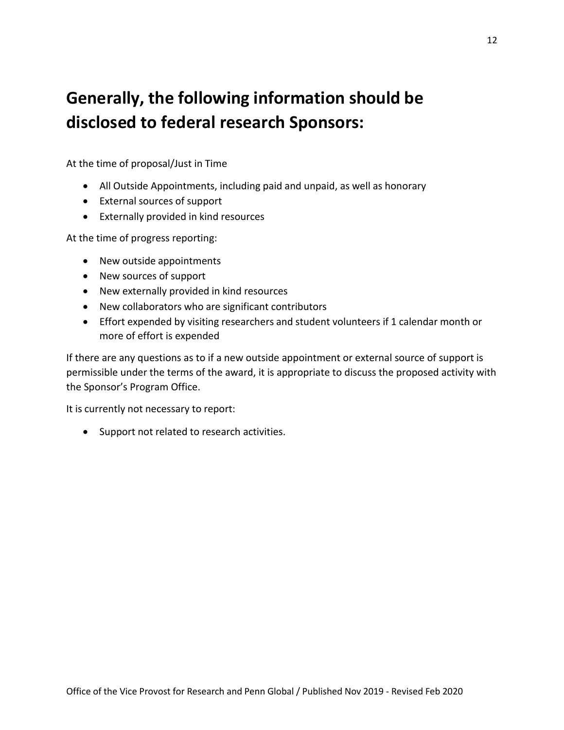# Generally, the following information should be disclosed to federal research Sponsors:

At the time of proposal/Just in Time

- All Outside Appointments, including paid and unpaid, as well as honorary
- External sources of support
- Externally provided in kind resources

At the time of progress reporting:

- New outside appointments
- New sources of support
- New externally provided in kind resources
- New collaborators who are significant contributors
- Effort expended by visiting researchers and student volunteers if 1 calendar month or more of effort is expended

If there are any questions as to if a new outside appointment or external source of support is permissible under the terms of the award, it is appropriate to discuss the proposed activity with the Sponsor's Program Office.

It is currently not necessary to report:

- Support not related to research activities.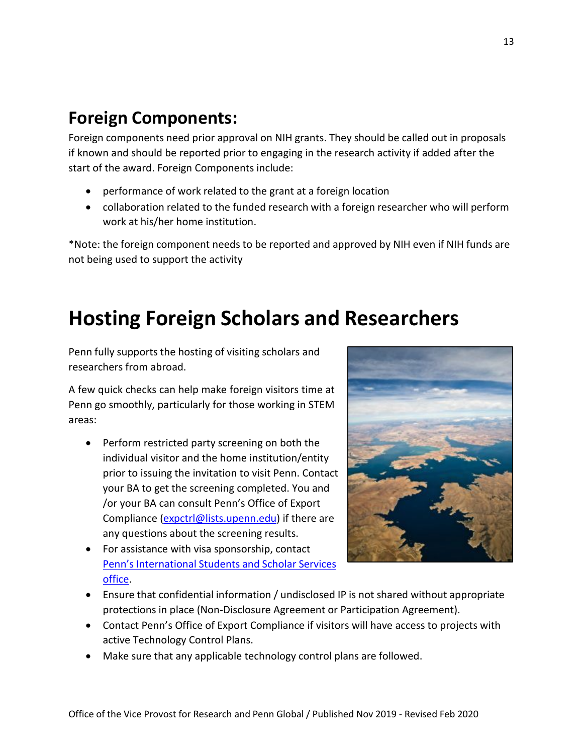## Foreign Components:

Foreign components need prior approval on NIH grants. They should be called out in proposals if known and should be reported prior to engaging in the research activity if added after the start of the award. Foreign Components include:

- performance of work related to the grant at a foreign location
- collaboration related to the funded research with a foreign researcher who will perform work at his/her home institution.

*Note: the foreign component needs to be reported and approved by NIH even if NIH funds are not being used to support the activity

# Hosting Foreign Scholars and Researchers

Penn fully supports the hosting of visiting scholars and researchers from abroad.

A few quick checks can help make foreign visitors time at Penn go smoothly, particularly for those working in STEM areas:

- Perform restricted party screening on both the individual visitor and the home institution/entity prior to issuing the invitation to visit Penn. Contact your BA to get the screening completed. You and /or your BA can consult Penn's Office of Export Compliance (expctrl@lists.upenn.edu) if there are any questions about the screening results.
- For assistance with visa sponsorship, contact Penn's International Students and Scholar Services office.
- Ensure that confidential information / undisclosed IP is not shared without appropriate protections in place (Non-Disclosure Agreement or Participation Agreement).
- Contact Penn's Office of Export Compliance if visitors will have access to projects with active Technology Control Plans.
- Make sure that any applicable technology control plans are followed.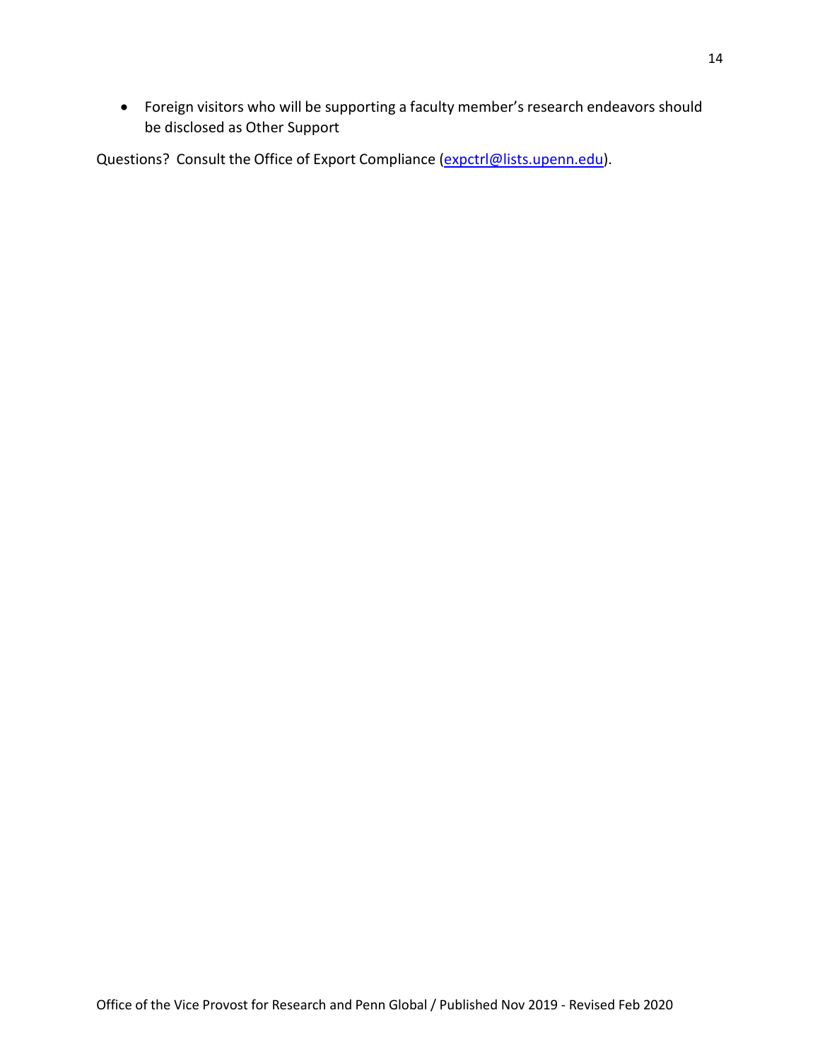- Foreign visitors who will be supporting a faculty member's research endeavors should be disclosed as Other Support

Questions? Consult the Office of Export Compliance ([expctrl@lists.upenn.edu](mailto:expctrl@lists.upenn.edu)).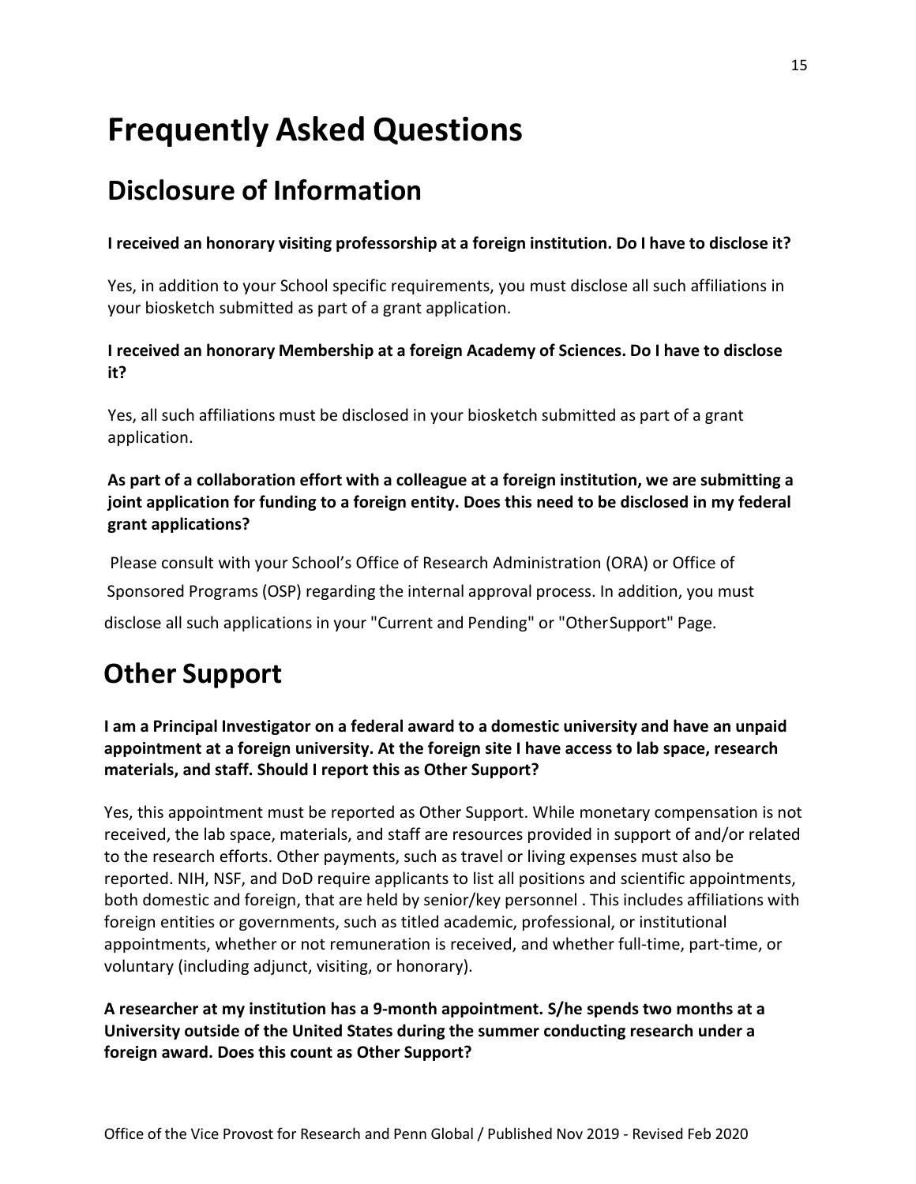# Frequently Asked Questions

## Disclosure of Information

**I received an honorary visiting professorship at a foreign institution. Do I have to disclose it?**

Yes, in addition to your School specific requirements, you must disclose all such affiliations in your biosketch submitted as part of a grant application.

**I received an honorary Membership at a foreign Academy of Sciences. Do I have to disclose it?**

Yes, all such affiliations must be disclosed in your biosketch submitted as part of a grant application.

**As part of a collaboration effort with a colleague at a foreign institution, we are submitting a joint application for funding to a foreign entity. Does this need to be disclosed in my federal grant applications?**

Please consult with your School's Office of Research Administration (ORA) or Office of Sponsored Programs (OSP) regarding the internal approval process. In addition, you must disclose all such applications in your "Current and Pending" or "OtherSupport" Page.

## Other Support

**I am a Principal Investigator on a federal award to a domestic university and have an unpaid appointment at a foreign university. At the foreign site I have access to lab space, research materials, and staff. Should I report this as Other Support?**

Yes, this appointment must be reported as Other Support. While monetary compensation is not received, the lab space, materials, and staff are resources provided in support of and/or related to the research efforts. Other payments, such as travel or living expenses must also be reported. NIH, NSF, and DoD require applicants to list all positions and scientific appointments, both domestic and foreign, that are held by senior/key personnel . This includes affiliations with foreign entities or governments, such as titled academic, professional, or institutional appointments, whether or not remuneration is received, and whether full-time, part-time, or voluntary (including adjunct, visiting, or honorary).

**A researcher at my institution has a 9-month appointment. S/he spends two months at a University outside of the United States during the summer conducting research under a foreign award. Does this count as Other Support?**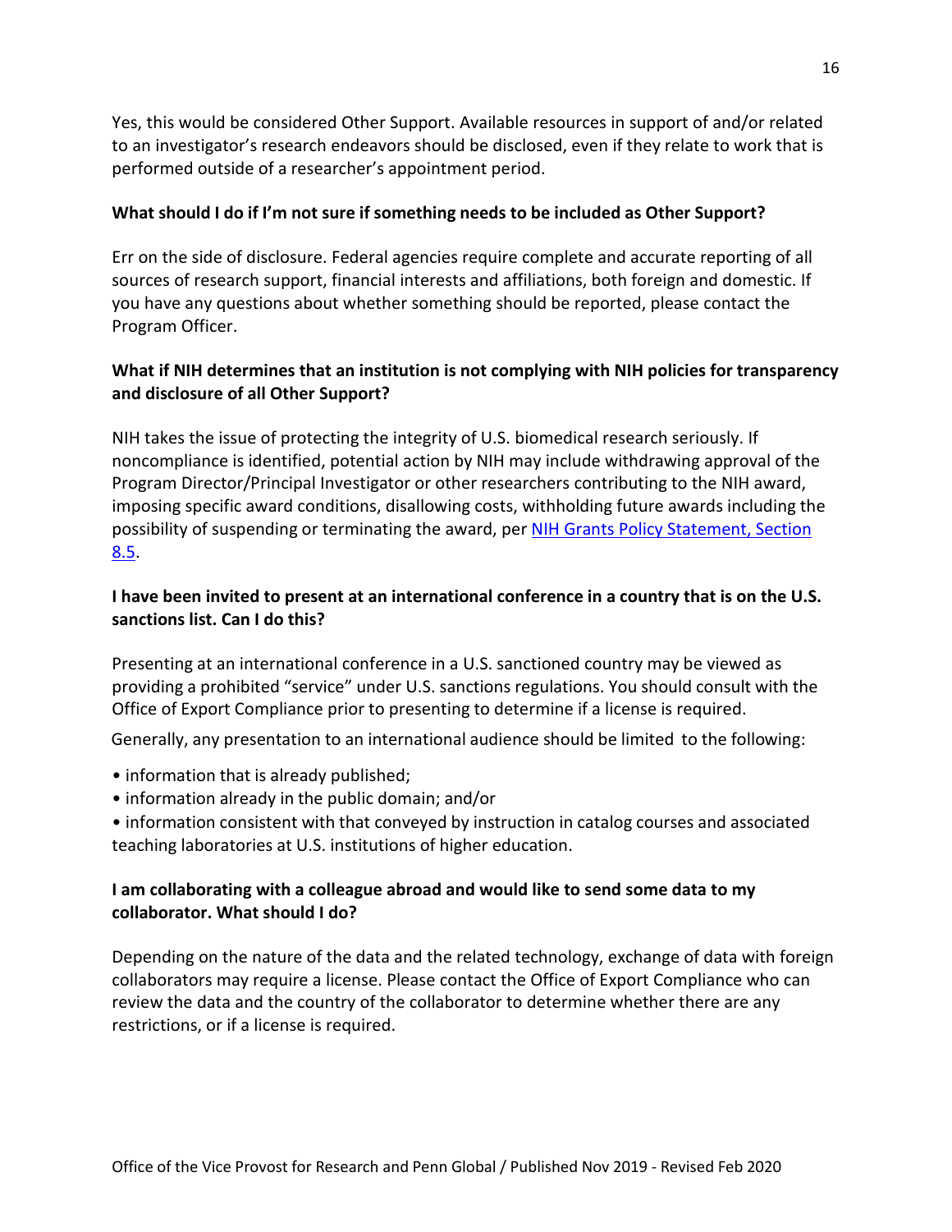Yes, this would be considered Other Support. Available resources in support of and/or related to an investigator's research endeavors should be disclosed, even if they relate to work that is performed outside of a researcher's appointment period.

**What should I do if I'm not sure if something needs to be included as Other Support?**

Err on the side of disclosure. Federal agencies require complete and accurate reporting of all sources of research support, financial interests and affiliations, both foreign and domestic. If you have any questions about whether something should be reported, please contact the Program Officer.

**What if NIH determines that an institution is not complying with NIH policies for transparency and disclosure of all Other Support?**

NIH takes the issue of protecting the integrity of U.S. biomedical research seriously. If noncompliance is identified, potential action by NIH may include withdrawing approval of the Program Director/Principal Investigator or other researchers contributing to the NIH award, imposing specific award conditions, disallowing costs, withholding future awards including the possibility of suspending or terminating the award, per [NIH Grants Policy Statement, Section 8.5](#).

**I have been invited to present at an international conference in a country that is on the U.S. sanctions list. Can I do this?**

Presenting at an international conference in a U.S. sanctioned country may be viewed as providing a prohibited "service" under U.S. sanctions regulations. You should consult with the Office of Export Compliance prior to presenting to determine if a license is required.

Generally, any presentation to an international audience should be limited to the following:

- information that is already published;
- information already in the public domain; and/or
- information consistent with that conveyed by instruction in catalog courses and associated teaching laboratories at U.S. institutions of higher education.

**I am collaborating with a colleague abroad and would like to send some data to my collaborator. What should I do?**

Depending on the nature of the data and the related technology, exchange of data with foreign collaborators may require a license. Please contact the Office of Export Compliance who can review the data and the country of the collaborator to determine whether there are any restrictions, or if a license is required.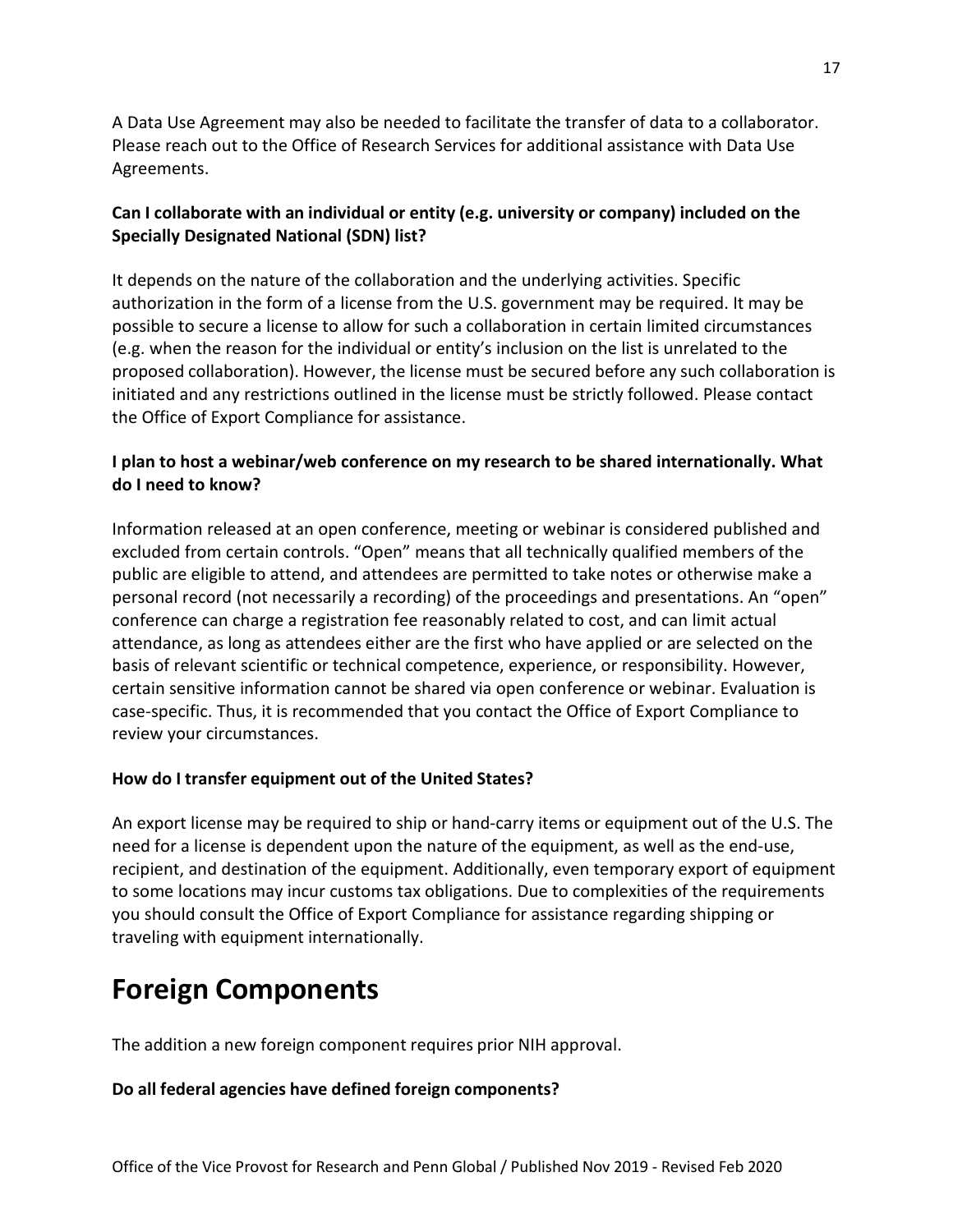A Data Use Agreement may also be needed to facilitate the transfer of data to a collaborator. Please reach out to the Office of Research Services for additional assistance with Data Use Agreements.

**Can I collaborate with an individual or entity (e.g. university or company) included on the Specially Designated National (SDN) list?**

It depends on the nature of the collaboration and the underlying activities. Specific authorization in the form of a license from the U.S. government may be required. It may be possible to secure a license to allow for such a collaboration in certain limited circumstances (e.g. when the reason for the individual or entity's inclusion on the list is unrelated to the proposed collaboration). However, the license must be secured before any such collaboration is initiated and any restrictions outlined in the license must be strictly followed. Please contact the Office of Export Compliance for assistance.

**I plan to host a webinar/web conference on my research to be shared internationally. What do I need to know?**

Information released at an open conference, meeting or webinar is considered published and excluded from certain controls. "Open" means that all technically qualified members of the public are eligible to attend, and attendees are permitted to take notes or otherwise make a personal record (not necessarily a recording) of the proceedings and presentations. An "open" conference can charge a registration fee reasonably related to cost, and can limit actual attendance, as long as attendees either are the first who have applied or are selected on the basis of relevant scientific or technical competence, experience, or responsibility. However, certain sensitive information cannot be shared via open conference or webinar. Evaluation is case-specific. Thus, it is recommended that you contact the Office of Export Compliance to review your circumstances.

**How do I transfer equipment out of the United States?**

An export license may be required to ship or hand-carry items or equipment out of the U.S. The need for a license is dependent upon the nature of the equipment, as well as the end-use, recipient, and destination of the equipment. Additionally, even temporary export of equipment to some locations may incur customs tax obligations. Due to complexities of the requirements you should consult the Office of Export Compliance for assistance regarding shipping or traveling with equipment internationally.

# Foreign Components

The addition a new foreign component requires prior NIH approval.

**Do all federal agencies have defined foreign components?**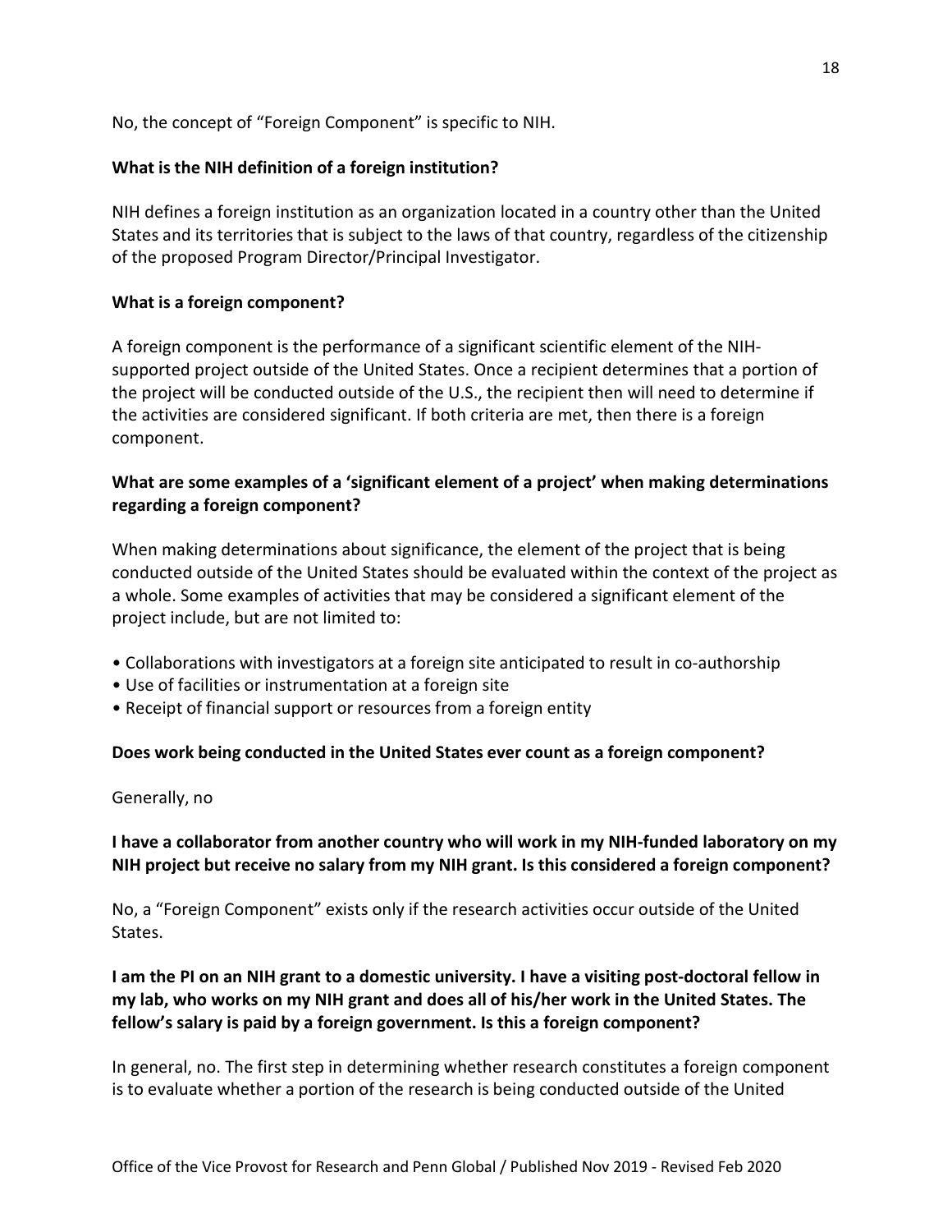No, the concept of "Foreign Component" is specific to NIH.

**What is the NIH definition of a foreign institution?**

NIH defines a foreign institution as an organization located in a country other than the United States and its territories that is subject to the laws of that country, regardless of the citizenship of the proposed Program Director/Principal Investigator.

**What is a foreign component?**

A foreign component is the performance of a significant scientific element of the NIH-supported project outside of the United States. Once a recipient determines that a portion of the project will be conducted outside of the U.S., the recipient then will need to determine if the activities are considered significant. If both criteria are met, then there is a foreign component.

**What are some examples of a 'significant element of a project' when making determinations regarding a foreign component?**

When making determinations about significance, the element of the project that is being conducted outside of the United States should be evaluated within the context of the project as a whole. Some examples of activities that may be considered a significant element of the project include, but are not limited to:

- Collaborations with investigators at a foreign site anticipated to result in co-authorship
- Use of facilities or instrumentation at a foreign site
- Receipt of financial support or resources from a foreign entity

**Does work being conducted in the United States ever count as a foreign component?**

Generally, no

**I have a collaborator from another country who will work in my NIH-funded laboratory on my NIH project but receive no salary from my NIH grant. Is this considered a foreign component?**

No, a "Foreign Component" exists only if the research activities occur outside of the United States.

**I am the PI on an NIH grant to a domestic university. I have a visiting post-doctoral fellow in my lab, who works on my NIH grant and does all of his/her work in the United States. The fellow's salary is paid by a foreign government. Is this a foreign component?**

In general, no. The first step in determining whether research constitutes a foreign component is to evaluate whether a portion of the research is being conducted outside of the United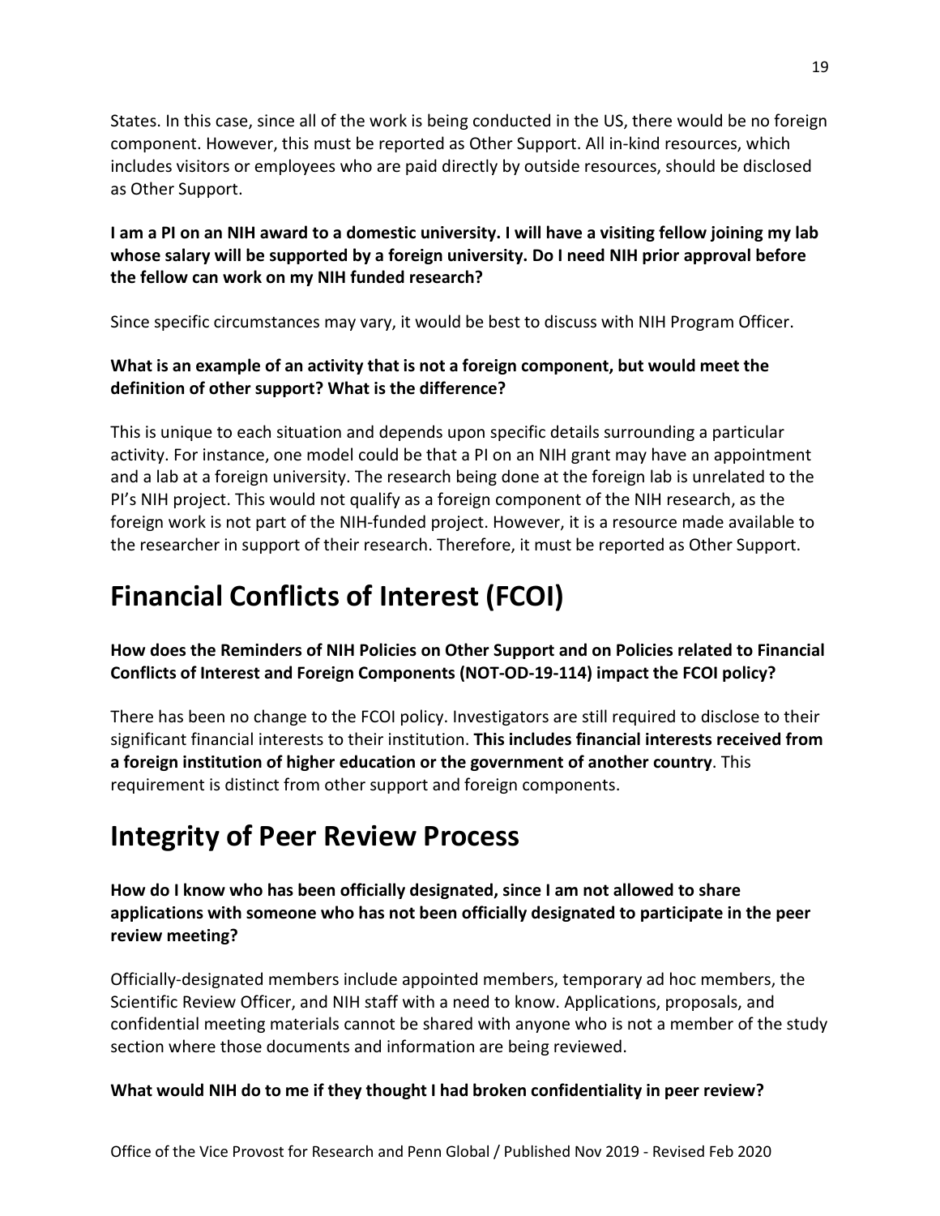States. In this case, since all of the work is being conducted in the US, there would be no foreign component. However, this must be reported as Other Support. All in-kind resources, which includes visitors or employees who are paid directly by outside resources, should be disclosed as Other Support.

**I am a PI on an NIH award to a domestic university. I will have a visiting fellow joining my lab whose salary will be supported by a foreign university. Do I need NIH prior approval before the fellow can work on my NIH funded research?**

Since specific circumstances may vary, it would be best to discuss with NIH Program Officer.

**What is an example of an activity that is not a foreign component, but would meet the definition of other support? What is the difference?**

This is unique to each situation and depends upon specific details surrounding a particular activity. For instance, one model could be that a PI on an NIH grant may have an appointment and a lab at a foreign university. The research being done at the foreign lab is unrelated to the PI's NIH project. This would not qualify as a foreign component of the NIH research, as the foreign work is not part of the NIH-funded project. However, it is a resource made available to the researcher in support of their research. Therefore, it must be reported as Other Support.

# Financial Conflicts of Interest (FCOI)

**How does the Reminders of NIH Policies on Other Support and on Policies related to Financial Conflicts of Interest and Foreign Components (NOT-OD-19-114) impact the FCOI policy?**

There has been no change to the FCOI policy. Investigators are still required to disclose to their significant financial interests to their institution. **This includes financial interests received from a foreign institution of higher education or the government of another country**. This requirement is distinct from other support and foreign components.

# Integrity of Peer Review Process

**How do I know who has been officially designated, since I am not allowed to share applications with someone who has not been officially designated to participate in the peer review meeting?**

Officially-designated members include appointed members, temporary ad hoc members, the Scientific Review Officer, and NIH staff with a need to know. Applications, proposals, and confidential meeting materials cannot be shared with anyone who is not a member of the study section where those documents and information are being reviewed.

**What would NIH do to me if they thought I had broken confidentiality in peer review?**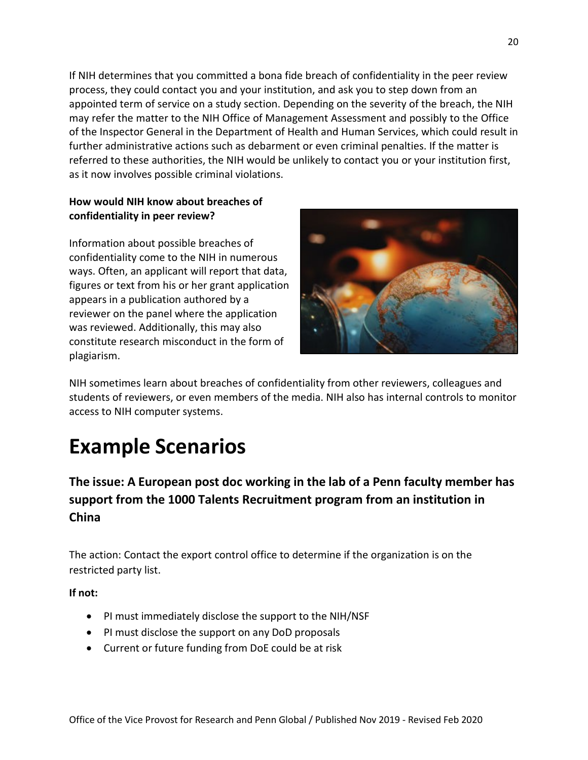If NIH determines that you committed a bona fide breach of confidentiality in the peer review process, they could contact you and your institution, and ask you to step down from an appointed term of service on a study section. Depending on the severity of the breach, the NIH may refer the matter to the NIH Office of Management Assessment and possibly to the Office of the Inspector General in the Department of Health and Human Services, which could result in further administrative actions such as debarment or even criminal penalties. If the matter is referred to these authorities, the NIH would be unlikely to contact you or your institution first, as it now involves possible criminal violations.

**How would NIH know about breaches of confidentiality in peer review?**

Information about possible breaches of confidentiality come to the NIH in numerous ways. Often, an applicant will report that data, figures or text from his or her grant application appears in a publication authored by a reviewer on the panel where the application was reviewed. Additionally, this may also constitute research misconduct in the form of plagiarism.

NIH sometimes learn about breaches of confidentiality from other reviewers, colleagues and students of reviewers, or even members of the media. NIH also has internal controls to monitor access to NIH computer systems.

# Example Scenarios

## The issue: A European post doc working in the lab of a Penn faculty member has support from the 1000 Talents Recruitment program from an institution in China

The action: Contact the export control office to determine if the organization is on the restricted party list.

**If not:**

- PI must immediately disclose the support to the NIH/NSF
- PI must disclose the support on any DoD proposals
- Current or future funding from DoE could be at risk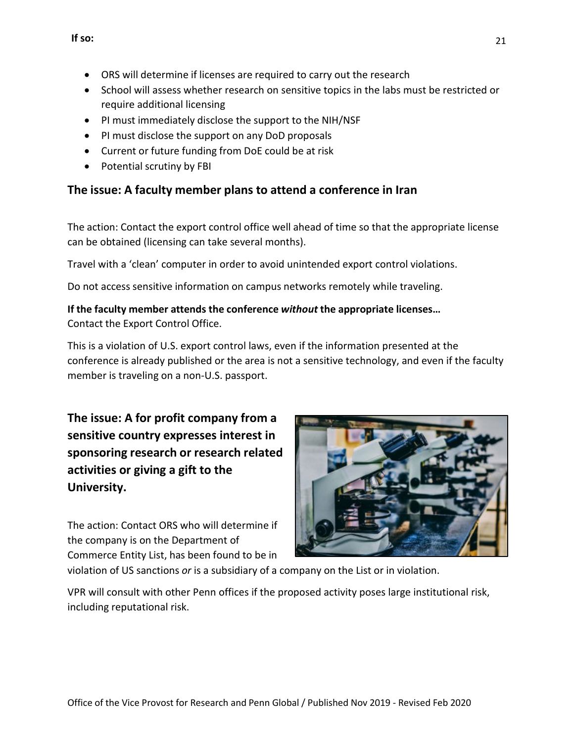**If so:**

- ORS will determine if licenses are required to carry out the research
- School will assess whether research on sensitive topics in the labs must be restricted or require additional licensing
- PI must immediately disclose the support to the NIH/NSF
- PI must disclose the support on any DoD proposals
- Current or future funding from DoE could be at risk
- Potential scrutiny by FBI

## The issue: A faculty member plans to attend a conference in Iran

The action: Contact the export control office well ahead of time so that the appropriate license can be obtained (licensing can take several months).

Travel with a 'clean' computer in order to avoid unintended export control violations.

Do not access sensitive information on campus networks remotely while traveling.

**If the faculty member attends the conference *without* the appropriate licenses…**
Contact the Export Control Office.

This is a violation of U.S. export control laws, even if the information presented at the conference is already published or the area is not a sensitive technology, and even if the faculty member is traveling on a non-U.S. passport.

## The issue: A for profit company from a sensitive country expresses interest in sponsoring research or research related activities or giving a gift to the University.

The action: Contact ORS who will determine if the company is on the Department of Commerce Entity List, has been found to be in violation of US sanctions *or* is a subsidiary of a company on the List or in violation.

VPR will consult with other Penn offices if the proposed activity poses large institutional risk, including reputational risk.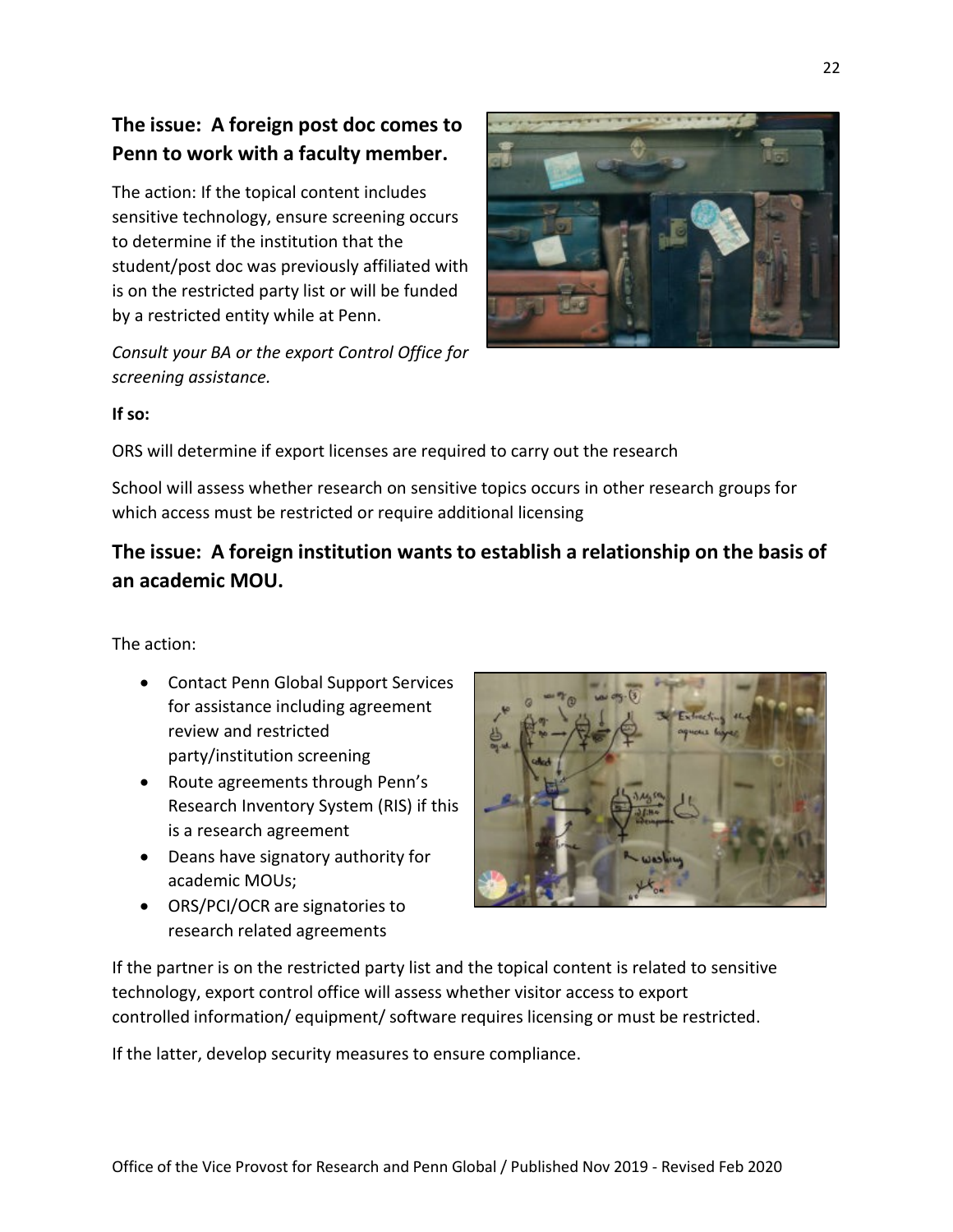### The issue: A foreign post doc comes to Penn to work with a faculty member.

The action: If the topical content includes sensitive technology, ensure screening occurs to determine if the institution that the student/post doc was previously affiliated with is on the restricted party list or will be funded by a restricted entity while at Penn.

*Consult your BA or the export Control Office for screening assistance.*

**If so:**

ORS will determine if export licenses are required to carry out the research

School will assess whether research on sensitive topics occurs in other research groups for which access must be restricted or require additional licensing

### The issue: A foreign institution wants to establish a relationship on the basis of an academic MOU.

The action:

- Contact Penn Global Support Services for assistance including agreement review and restricted party/institution screening
- Route agreements through Penn's Research Inventory System (RIS) if this is a research agreement
- Deans have signatory authority for academic MOUs;
- ORS/PCI/OCR are signatories to research related agreements

If the partner is on the restricted party list and the topical content is related to sensitive technology, export control office will assess whether visitor access to export controlled information/ equipment/ software requires licensing or must be restricted.

If the latter, develop security measures to ensure compliance.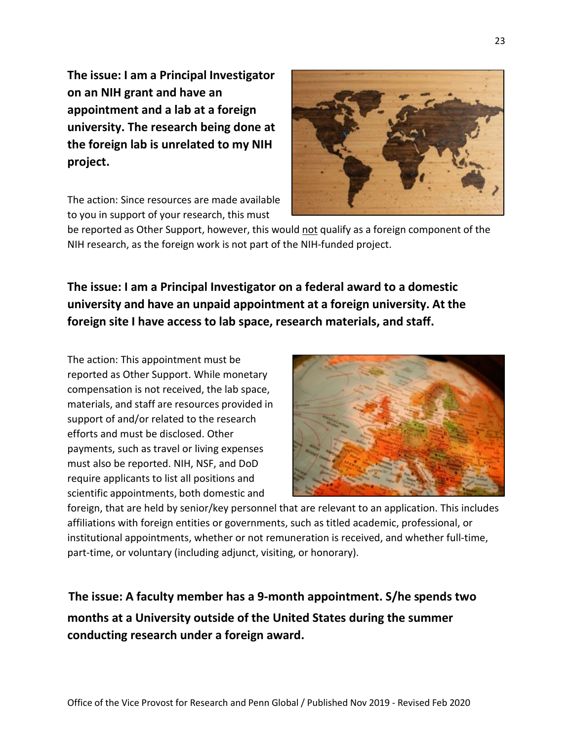**The issue: I am a Principal Investigator on an NIH grant and have an appointment and a lab at a foreign university. The research being done at the foreign lab is unrelated to my NIH project.**

The action: Since resources are made available to you in support of your research, this must be reported as Other Support, however, this would not qualify as a foreign component of the NIH research, as the foreign work is not part of the NIH-funded project.

**The issue: I am a Principal Investigator on a federal award to a domestic university and have an unpaid appointment at a foreign university. At the foreign site I have access to lab space, research materials, and staff.**

The action: This appointment must be reported as Other Support. While monetary compensation is not received, the lab space, materials, and staff are resources provided in support of and/or related to the research efforts and must be disclosed. Other payments, such as travel or living expenses must also be reported. NIH, NSF, and DoD require applicants to list all positions and scientific appointments, both domestic and foreign, that are held by senior/key personnel that are relevant to an application. This includes affiliations with foreign entities or governments, such as titled academic, professional, or institutional appointments, whether or not remuneration is received, and whether full-time, part-time, or voluntary (including adjunct, visiting, or honorary).

**The issue: A faculty member has a 9-month appointment. S/he spends two months at a University outside of the United States during the summer conducting research under a foreign award.**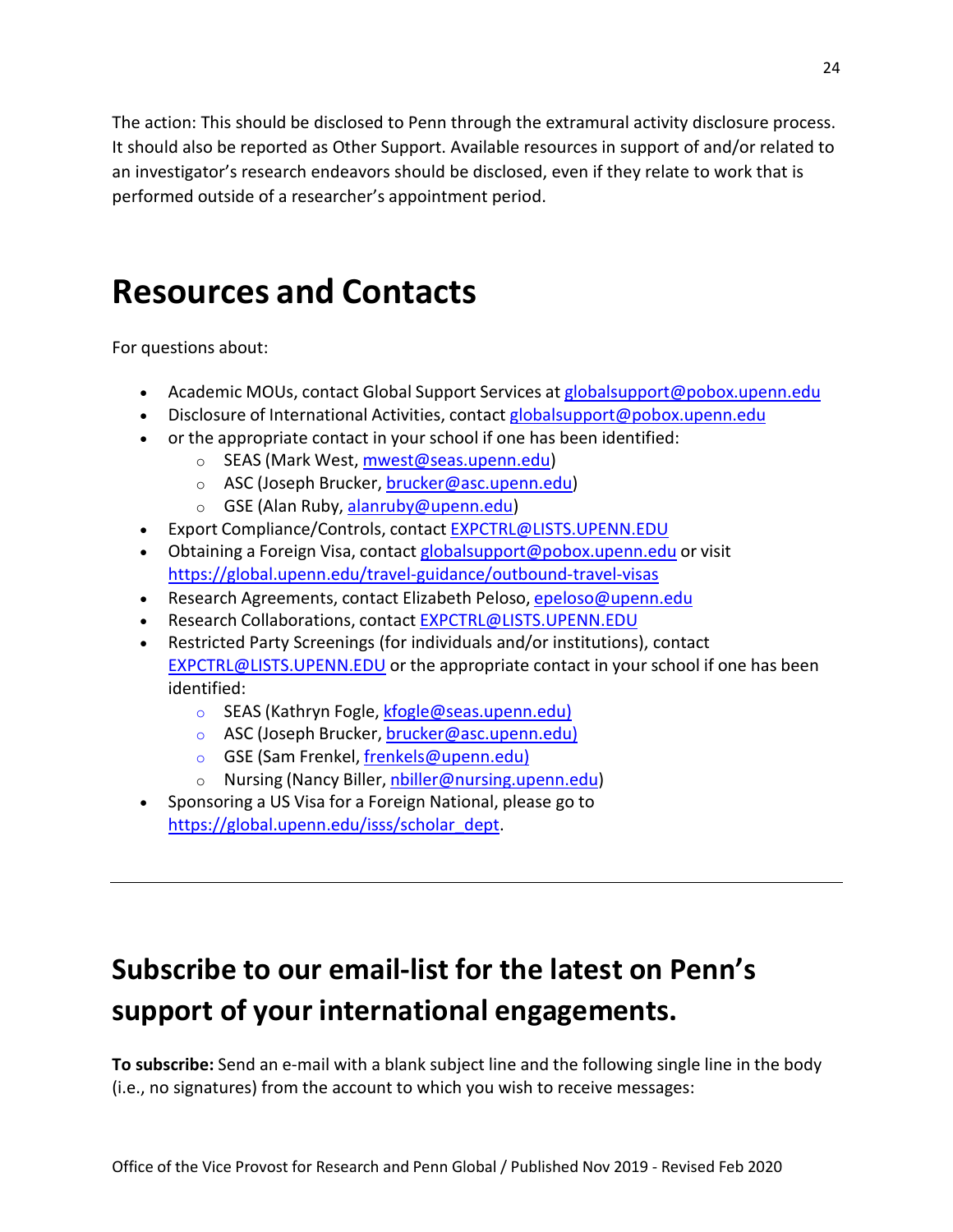The action: This should be disclosed to Penn through the extramural activity disclosure process. It should also be reported as Other Support. Available resources in support of and/or related to an investigator's research endeavors should be disclosed, even if they relate to work that is performed outside of a researcher's appointment period.

# Resources and Contacts

For questions about:

- Academic MOUs, contact Global Support Services at globalsupport@pobox.upenn.edu
- Disclosure of International Activities, contact globalsupport@pobox.upenn.edu
- or the appropriate contact in your school if one has been identified:
    - SEAS (Mark West, mwest@seas.upenn.edu)
    - ASC (Joseph Brucker, brucker@asc.upenn.edu)
    - GSE (Alan Ruby, alanruby@upenn.edu)
- Export Compliance/Controls, contact EXPCTRL@LISTS.UPENN.EDU
- Obtaining a Foreign Visa, contact globalsupport@pobox.upenn.edu or visit https://global.upenn.edu/travel-guidance/outbound-travel-visas
- Research Agreements, contact Elizabeth Peloso, epeloso@upenn.edu
- Research Collaborations, contact EXPCTRL@LISTS.UPENN.EDU
- Restricted Party Screenings (for individuals and/or institutions), contact EXPCTRL@LISTS.UPENN.EDU or the appropriate contact in your school if one has been identified:
    - SEAS (Kathryn Fogle, kfogle@seas.upenn.edu)
    - ASC (Joseph Brucker, brucker@asc.upenn.edu)
    - GSE (Sam Frenkel, frenkels@upenn.edu)
    - Nursing (Nancy Biller, nbiller@nursing.upenn.edu)
- Sponsoring a US Visa for a Foreign National, please go to https://global.upenn.edu/isss/scholar_dept.

---

## Subscribe to our email-list for the latest on Penn's support of your international engagements.

**To subscribe:** Send an e-mail with a blank subject line and the following single line in the body (i.e., no signatures) from the account to which you wish to receive messages:

Office of the Vice Provost for Research and Penn Global / Published Nov 2019 - Revised Feb 2020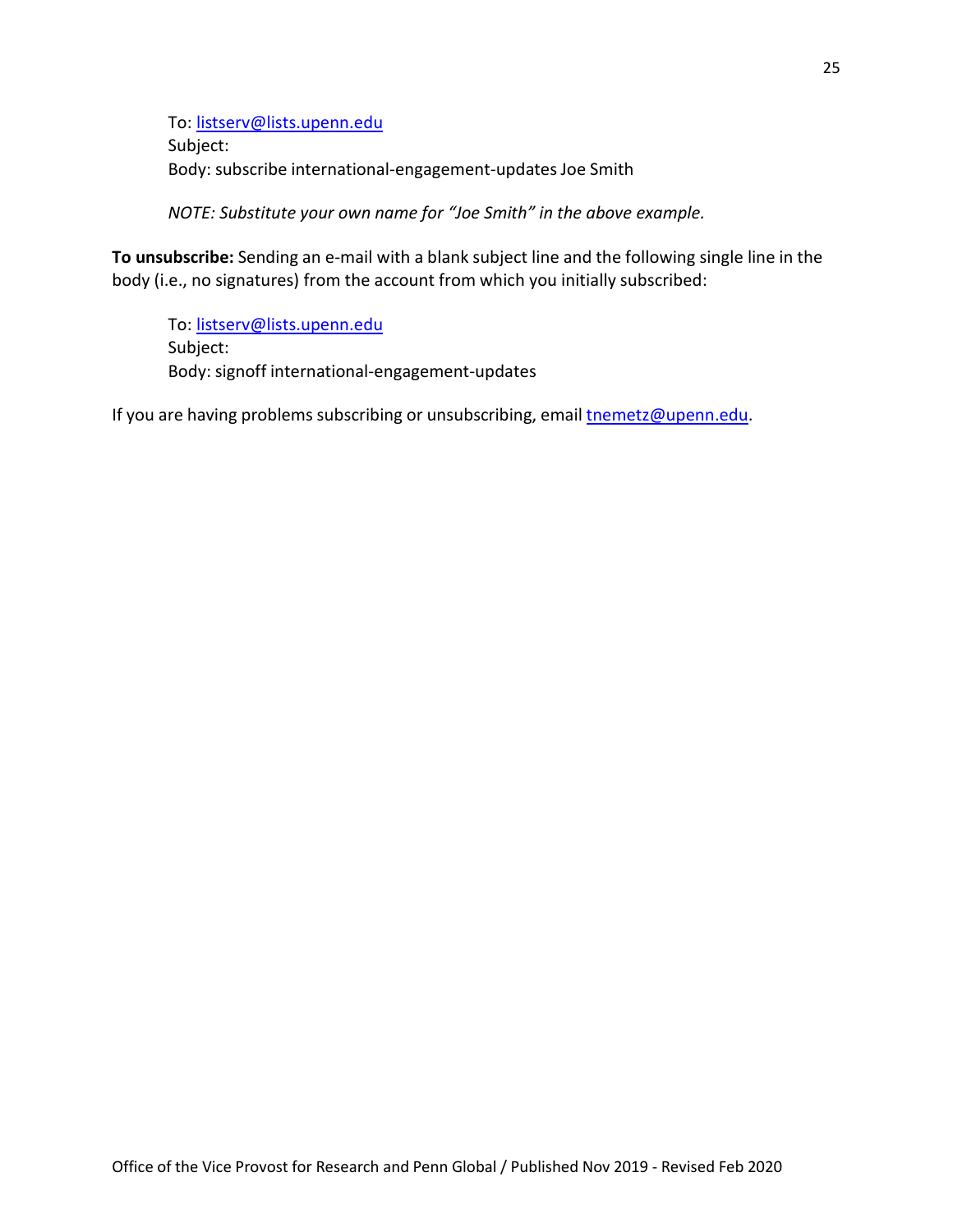To: listserv@lists.upenn.edu  
Subject:  
Body: subscribe international-engagement-updates Joe Smith

*NOTE: Substitute your own name for "Joe Smith" in the above example.*

**To unsubscribe:** Sending an e-mail with a blank subject line and the following single line in the body (i.e., no signatures) from the account from which you initially subscribed:

To: listserv@lists.upenn.edu  
Subject:  
Body: signoff international-engagement-updates

If you are having problems subscribing or unsubscribing, email tnemetz@upenn.edu.